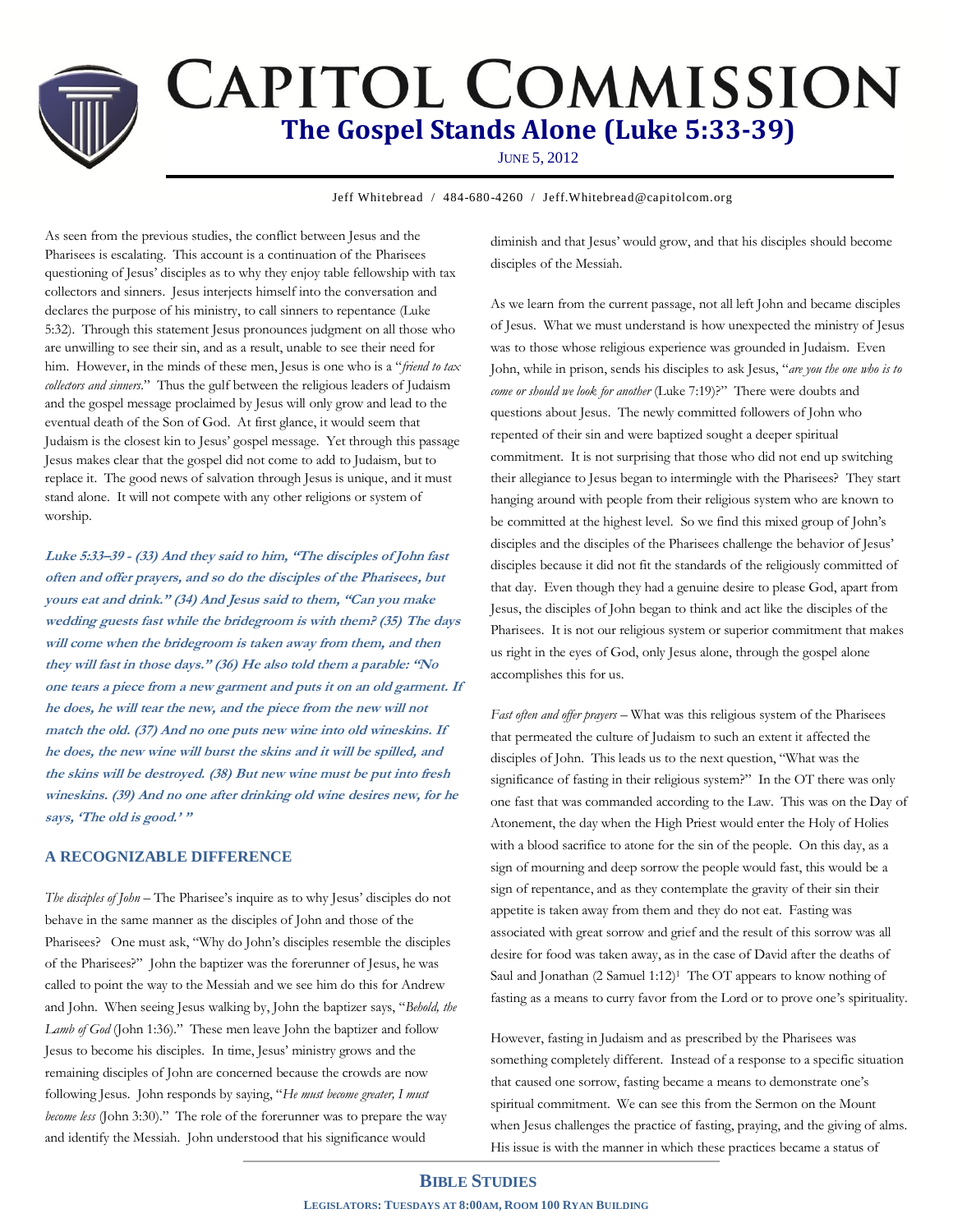# Capitol Commission

## The Gospel Stands Alone (Luke 5:33-39)

June 5, 2012

Jeff Whitebread / 484-680-4260 / Jeff.Whitebread@capitolcom.org

As seen from the previous studies, the conflict between Jesus and the Pharisees is escalating. This account is a continuation of the Pharisees questioning of Jesus' disciples as to why they enjoy table fellowship with tax collectors and sinners. Jesus interjects himself into the conversation and declares the purpose of his ministry, to call sinners to repentance (Luke 5:32). Through this statement Jesus pronounces judgment on all those who are unwilling to see their sin, and as a result, unable to see their need for him. However, in the minds of these men, Jesus is one who is a "*friend to tax collectors and sinners*." Thus the gulf between the religious leaders of Judaism and the gospel message proclaimed by Jesus will only grow and lead to the eventual death of the Son of God. At first glance, it would seem that Judaism is the closest kin to Jesus' gospel message. Yet through this passage Jesus makes clear that the gospel did not come to add to Judaism, but to replace it. The good news of salvation through Jesus is unique, and it must stand alone. It will not compete with any other religions or system of worship.

***Luke 5:33–39 - (33) And they said to him, "The disciples of John fast often and offer prayers, and so do the disciples of the Pharisees, but yours eat and drink." (34) And Jesus said to them, "Can you make wedding guests fast while the bridegroom is with them? (35) The days will come when the bridegroom is taken away from them, and then they will fast in those days." (36) He also told them a parable: "No one tears a piece from a new garment and puts it on an old garment. If he does, he will tear the new, and the piece from the new will not match the old. (37) And no one puts new wine into old wineskins. If he does, the new wine will burst the skins and it will be spilled, and the skins will be destroyed. (38) But new wine must be put into fresh wineskins. (39) And no one after drinking old wine desires new, for he says, 'The old is good.' "***

### A Recognizable Difference

*The disciples of John* – The Pharisee's inquire as to why Jesus' disciples do not behave in the same manner as the disciples of John and those of the Pharisees? One must ask, "Why do John's disciples resemble the disciples of the Pharisees?" John the baptizer was the forerunner of Jesus, he was called to point the way to the Messiah and we see him do this for Andrew and John. When seeing Jesus walking by, John the baptizer says, "*Behold, the Lamb of God* (John 1:36)." These men leave John the baptizer and follow Jesus to become his disciples. In time, Jesus' ministry grows and the remaining disciples of John are concerned because the crowds are now following Jesus. John responds by saying, "*He must become greater, I must become less* (John 3:30)." The role of the forerunner was to prepare the way and identify the Messiah. John understood that his significance would diminish and that Jesus' would grow, and that his disciples should become disciples of the Messiah.

As we learn from the current passage, not all left John and became disciples of Jesus. What we must understand is how unexpected the ministry of Jesus was to those whose religious experience was grounded in Judaism. Even John, while in prison, sends his disciples to ask Jesus, "*are you the one who is to come or should we look for another* (Luke 7:19)?" There were doubts and questions about Jesus. The newly committed followers of John who repented of their sin and were baptized sought a deeper spiritual commitment. It is not surprising that those who did not end up switching their allegiance to Jesus began to intermingle with the Pharisees? They start hanging around with people from their religious system who are known to be committed at the highest level. So we find this mixed group of John's disciples and the disciples of the Pharisees challenge the behavior of Jesus' disciples because it did not fit the standards of the religiously committed of that day. Even though they had a genuine desire to please God, apart from Jesus, the disciples of John began to think and act like the disciples of the Pharisees. It is not our religious system or superior commitment that makes us right in the eyes of God, only Jesus alone, through the gospel alone accomplishes this for us.

*Fast often and offer prayers* – What was this religious system of the Pharisees that permeated the culture of Judaism to such an extent it affected the disciples of John. This leads us to the next question, "What was the significance of fasting in their religious system?" In the OT there was only one fast that was commanded according to the Law. This was on the Day of Atonement, the day when the High Priest would enter the Holy of Holies with a blood sacrifice to atone for the sin of the people. On this day, as a sign of mourning and deep sorrow the people would fast, this would be a sign of repentance, and as they contemplate the gravity of their sin their appetite is taken away from them and they do not eat. Fasting was associated with great sorrow and grief and the result of this sorrow was all desire for food was taken away, as in the case of David after the deaths of Saul and Jonathan (2 Samuel 1:12)[1] The OT appears to know nothing of fasting as a means to curry favor from the Lord or to prove one's spirituality.

However, fasting in Judaism and as prescribed by the Pharisees was something completely different. Instead of a response to a specific situation that caused one sorrow, fasting became a means to demonstrate one's spiritual commitment. We can see this from the Sermon on the Mount when Jesus challenges the practice of fasting, praying, and the giving of alms. His issue is with the manner in which these practices became a status of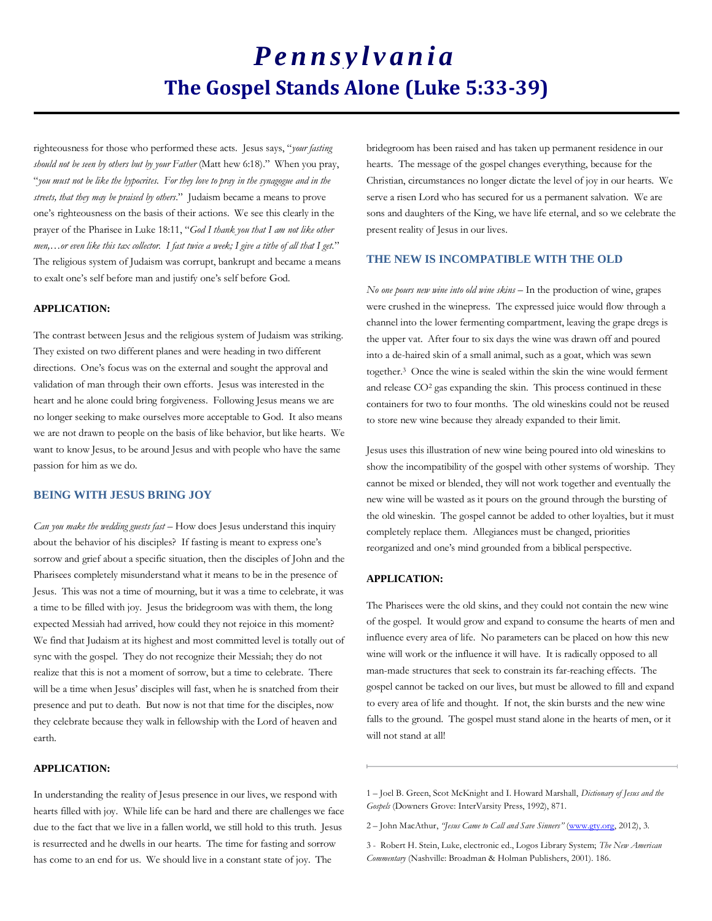# *Pennsylvania*

# The Gospel Stands Alone (Luke 5:33-39)

righteousness for those who performed these acts. Jesus says, "*your fasting should not be seen by others but by your Father* (Matt hew 6:18)." When you pray, "*you must not be like the hypocrites. For they love to pray in the synagogue and in the streets, that they may be praised by others*." Judaism became a means to prove one's righteousness on the basis of their actions. We see this clearly in the prayer of the Pharisee in Luke 18:11, "*God I thank you that I am not like other men,…or even like this tax collector. I fast twice a week; I give a tithe of all that I get.*" The religious system of Judaism was corrupt, bankrupt and became a means to exalt one's self before man and justify one's self before God.

**APPLICATION:**

The contrast between Jesus and the religious system of Judaism was striking. They existed on two different planes and were heading in two different directions. One's focus was on the external and sought the approval and validation of man through their own efforts. Jesus was interested in the heart and he alone could bring forgiveness. Following Jesus means we are no longer seeking to make ourselves more acceptable to God. It also means we are not drawn to people on the basis of like behavior, but like hearts. We want to know Jesus, to be around Jesus and with people who have the same passion for him as we do.

## BEING WITH JESUS BRING JOY

*Can you make the wedding guests fast* – How does Jesus understand this inquiry about the behavior of his disciples? If fasting is meant to express one's sorrow and grief about a specific situation, then the disciples of John and the Pharisees completely misunderstand what it means to be in the presence of Jesus. This was not a time of mourning, but it was a time to celebrate, it was a time to be filled with joy. Jesus the bridegroom was with them, the long expected Messiah had arrived, how could they not rejoice in this moment? We find that Judaism at its highest and most committed level is totally out of sync with the gospel. They do not recognize their Messiah; they do not realize that this is not a moment of sorrow, but a time to celebrate. There will be a time when Jesus' disciples will fast, when he is snatched from their presence and put to death. But now is not that time for the disciples, now they celebrate because they walk in fellowship with the Lord of heaven and earth.

**APPLICATION:**

In understanding the reality of Jesus presence in our lives, we respond with hearts filled with joy. While life can be hard and there are challenges we face due to the fact that we live in a fallen world, we still hold to this truth. Jesus is resurrected and he dwells in our hearts. The time for fasting and sorrow has come to an end for us. We should live in a constant state of joy. The bridegroom has been raised and has taken up permanent residence in our hearts. The message of the gospel changes everything, because for the Christian, circumstances no longer dictate the level of joy in our hearts. We serve a risen Lord who has secured for us a permanent salvation. We are sons and daughters of the King, we have life eternal, and so we celebrate the present reality of Jesus in our lives.

## THE NEW IS INCOMPATIBLE WITH THE OLD

*No one pours new wine into old wine skins* – In the production of wine, grapes were crushed in the winepress. The expressed juice would flow through a channel into the lower fermenting compartment, leaving the grape dregs is the upper vat. After four to six days the wine was drawn off and poured into a de-haired skin of a small animal, such as a goat, which was sewn together.[3] Once the wine is sealed within the skin the wine would ferment and release $CO^2$ gas expanding the skin. This process continued in these containers for two to four months. The old wineskins could not be reused to store new wine because they already expanded to their limit.

Jesus uses this illustration of new wine being poured into old wineskins to show the incompatibility of the gospel with other systems of worship. They cannot be mixed or blended, they will not work together and eventually the new wine will be wasted as it pours on the ground through the bursting of the old wineskin. The gospel cannot be added to other loyalties, but it must completely replace them. Allegiances must be changed, priorities reorganized and one's mind grounded from a biblical perspective.

**APPLICATION:**

The Pharisees were the old skins, and they could not contain the new wine of the gospel. It would grow and expand to consume the hearts of men and influence every area of life. No parameters can be placed on how this new wine will work or the influence it will have. It is radically opposed to all man-made structures that seek to constrain its far-reaching effects. The gospel cannot be tacked on our lives, but must be allowed to fill and expand to every area of life and thought. If not, the skin bursts and the new wine falls to the ground. The gospel must stand alone in the hearts of men, or it will not stand at all!

---

1 – Joel B. Green, Scot McKnight and I. Howard Marshall, *Dictionary of Jesus and the Gospels* (Downers Grove: InterVarsity Press, 1992), 871.

2 – John MacArthur, *"Jesus Came to Call and Save Sinners"* (www.gty.org, 2012), 3.

3 - Robert H. Stein, Luke, electronic ed., Logos Library System; *The New American Commentary* (Nashville: Broadman & Holman Publishers, 2001). 186.